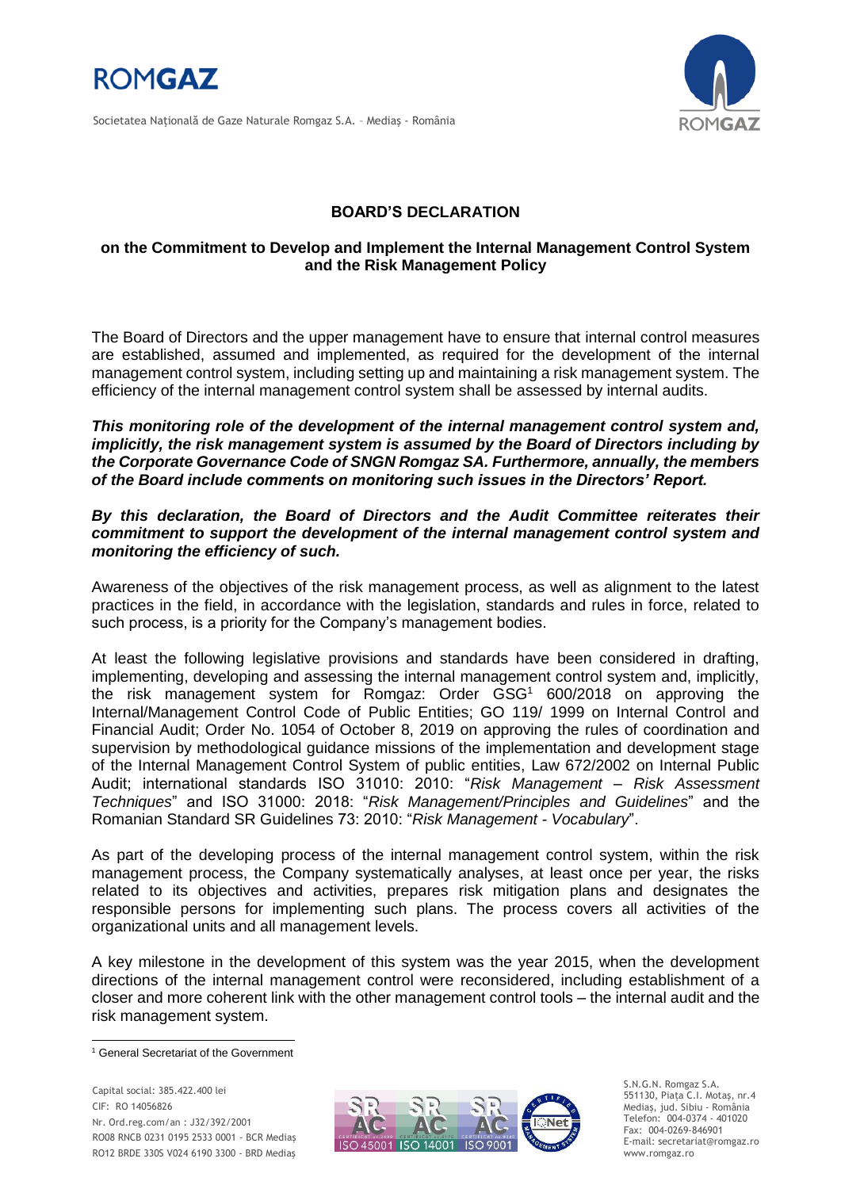# BOARD'S DECLARATION

## on the Commitment to Develop and Implement the Internal Management Control System and the Risk Management Policy

The Board of Directors and the upper management have to ensure that internal control measures are established, assumed and implemented, as required for the development of the internal management control system, including setting up and maintaining a risk management system. The efficiency of the internal management control system shall be assessed by internal audits.

***This monitoring role of the development of the internal management control system and, implicitly, the risk management system is assumed by the Board of Directors including by the Corporate Governance Code of SNGN Romgaz SA. Furthermore, annually, the members of the Board include comments on monitoring such issues in the Directors' Report.***

***By this declaration, the Board of Directors and the Audit Committee reiterates their commitment to support the development of the internal management control system and monitoring the efficiency of such.***

Awareness of the objectives of the risk management process, as well as alignment to the latest practices in the field, in accordance with the legislation, standards and rules in force, related to such process, is a priority for the Company's management bodies.

At least the following legislative provisions and standards have been considered in drafting, implementing, developing and assessing the internal management control system and, implicitly, the risk management system for Romgaz: Order GSG[1] 600/2018 on approving the Internal/Management Control Code of Public Entities; GO 119/ 1999 on Internal Control and Financial Audit; Order No. 1054 of October 8, 2019 on approving the rules of coordination and supervision by methodological guidance missions of the implementation and development stage of the Internal Management Control System of public entities, Law 672/2002 on Internal Public Audit; international standards ISO 31010: 2010: "*Risk Management – Risk Assessment Techniques*" and ISO 31000: 2018: "*Risk Management/Principles and Guidelines*" and the Romanian Standard SR Guidelines 73: 2010: "*Risk Management - Vocabulary*".

As part of the developing process of the internal management control system, within the risk management process, the Company systematically analyses, at least once per year, the risks related to its objectives and activities, prepares risk mitigation plans and designates the responsible persons for implementing such plans. The process covers all activities of the organizational units and all management levels.

A key milestone in the development of this system was the year 2015, when the development directions of the internal management control were reconsidered, including establishment of a closer and more coherent link with the other management control tools – the internal audit and the risk management system.

[1] General Secretariat of the Government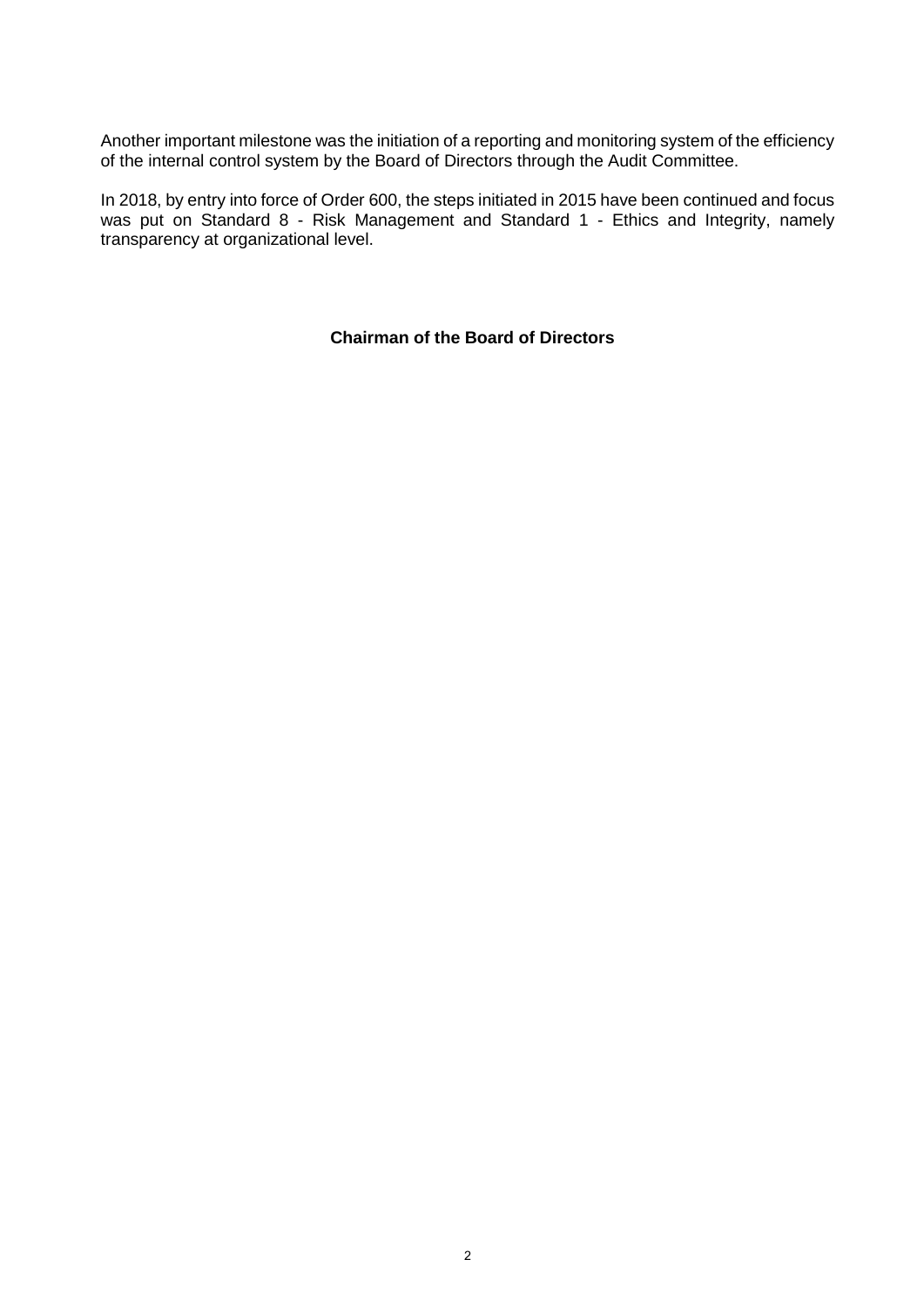Another important milestone was the initiation of a reporting and monitoring system of the efficiency of the internal control system by the Board of Directors through the Audit Committee.

In 2018, by entry into force of Order 600, the steps initiated in 2015 have been continued and focus was put on Standard 8 - Risk Management and Standard 1 - Ethics and Integrity, namely transparency at organizational level.

**Chairman of the Board of Directors**